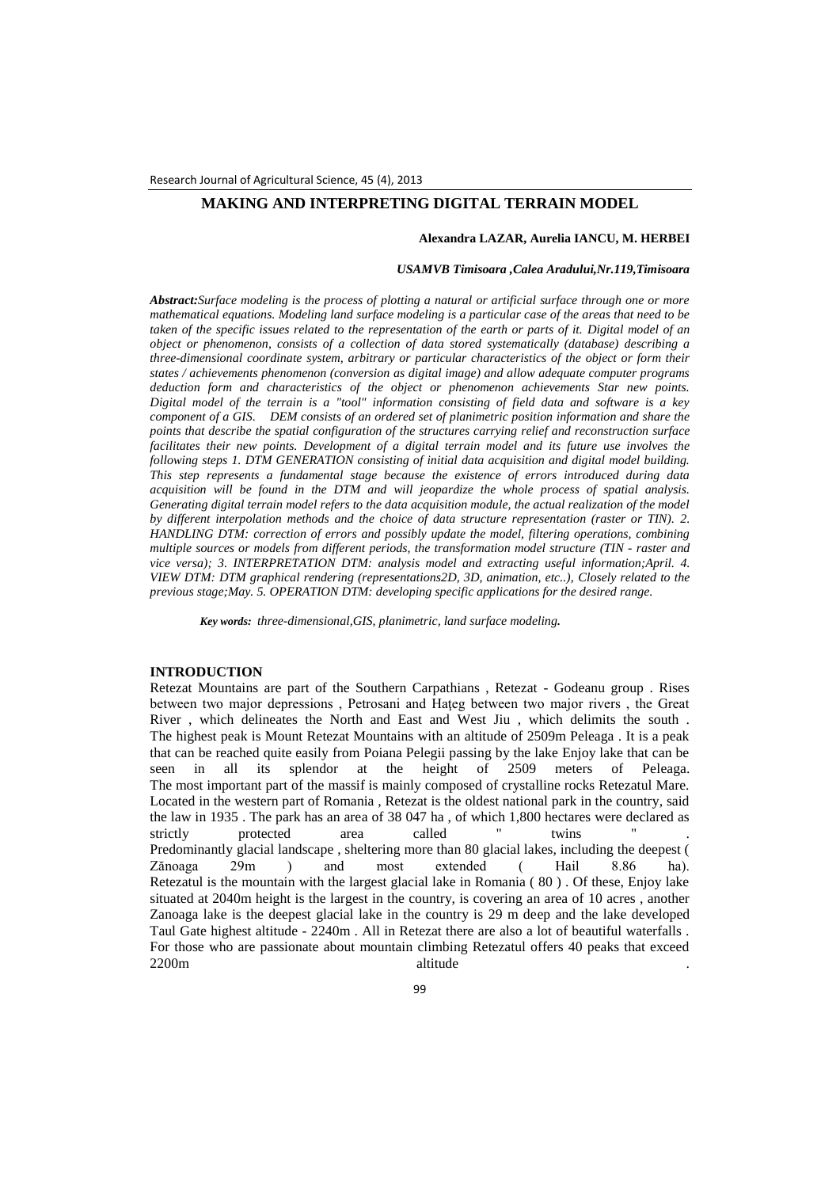# MAKING AND INTERPRETING DIGITAL TERRAIN MODEL

**Alexandra LAZAR, Aurelia IANCU, M. HERBEI**

*USAMVB Timisoara ,Calea Aradului,Nr.119,Timisoara*

***Abstract:****Surface modeling is the process of plotting a natural or artificial surface through one or more mathematical equations. Modeling land surface modeling is a particular case of the areas that need to be taken of the specific issues related to the representation of the earth or parts of it. Digital model of an object or phenomenon, consists of a collection of data stored systematically (database) describing a three-dimensional coordinate system, arbitrary or particular characteristics of the object or form their states / achievements phenomenon (conversion as digital image) and allow adequate computer programs deduction form and characteristics of the object or phenomenon achievements Star new points. Digital model of the terrain is a "tool" information consisting of field data and software is a key component of a GIS. DEM consists of an ordered set of planimetric position information and share the points that describe the spatial configuration of the structures carrying relief and reconstruction surface facilitates their new points. Development of a digital terrain model and its future use involves the following steps 1. DTM GENERATION consisting of initial data acquisition and digital model building. This step represents a fundamental stage because the existence of errors introduced during data acquisition will be found in the DTM and will jeopardize the whole process of spatial analysis. Generating digital terrain model refers to the data acquisition module, the actual realization of the model by different interpolation methods and the choice of data structure representation (raster or TIN). 2. HANDLING DTM: correction of errors and possibly update the model, filtering operations, combining multiple sources or models from different periods, the transformation model structure (TIN - raster and vice versa); 3. INTERPRETATION DTM: analysis model and extracting useful information;April. 4. VIEW DTM: DTM graphical rendering (representations2D, 3D, animation, etc..), Closely related to the previous stage;May. 5. OPERATION DTM: developing specific applications for the desired range.*

***Key words:*** *three-dimensional,GIS, planimetric, land surface modeling.*

## INTRODUCTION

Retezat Mountains are part of the Southern Carpathians , Retezat - Godeanu group . Rises between two major depressions , Petrosani and Haţeg between two major rivers , the Great River , which delineates the North and East and West Jiu , which delimits the south . The highest peak is Mount Retezat Mountains with an altitude of 2509m Peleaga . It is a peak that can be reached quite easily from Poiana Pelegii passing by the lake Enjoy lake that can be seen in all its splendor at the height of 2509 meters of Peleaga. The most important part of the massif is mainly composed of crystalline rocks Retezatul Mare. Located in the western part of Romania , Retezat is the oldest national park in the country, said the law in 1935 . The park has an area of 38 047 ha , of which 1,800 hectares were declared as strictly protected area called " twins " . Predominantly glacial landscape , sheltering more than 80 glacial lakes, including the deepest ( Zănoaga 29m ) and most extended ( Hail 8.86 ha). Retezatul is the mountain with the largest glacial lake in Romania ( 80 ) . Of these, Enjoy lake situated at 2040m height is the largest in the country, is covering an area of 10 acres , another Zanoaga lake is the deepest glacial lake in the country is 29 m deep and the lake developed Taul Gate highest altitude - 2240m . All in Retezat there are also a lot of beautiful waterfalls . For those who are passionate about mountain climbing Retezatul offers 40 peaks that exceed 2200m altitude .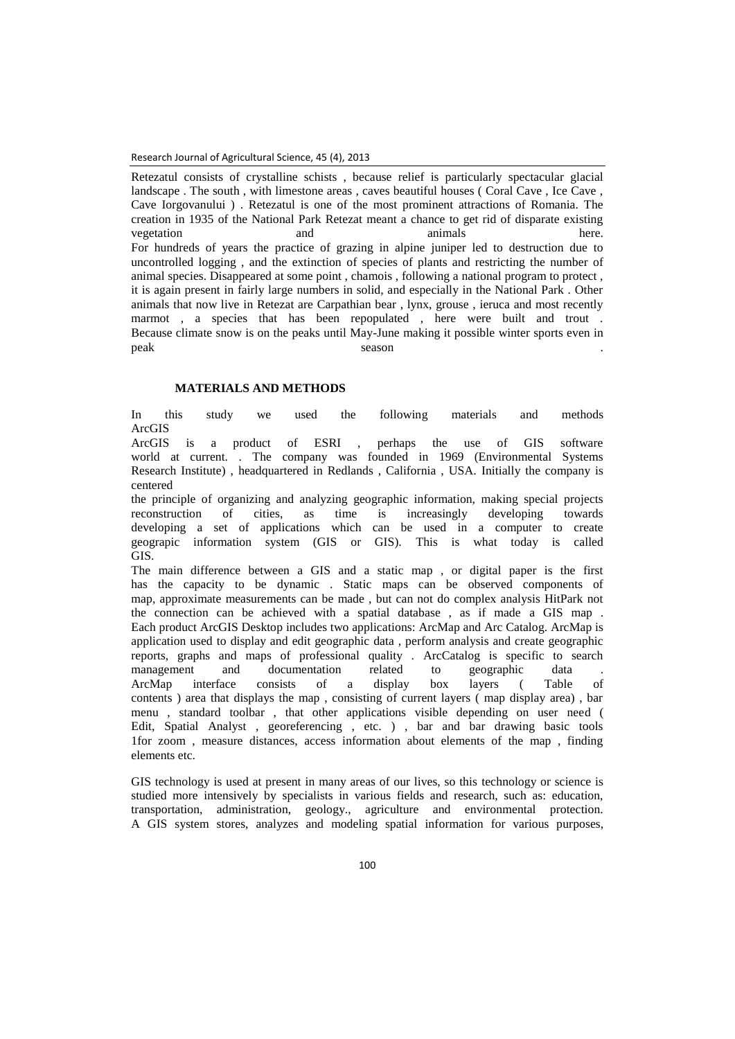Retezatul consists of crystalline schists , because relief is particularly spectacular glacial landscape . The south , with limestone areas , caves beautiful houses ( Coral Cave , Ice Cave , Cave Iorgovanului ) . Retezatul is one of the most prominent attractions of Romania. The creation in 1935 of the National Park Retezat meant a chance to get rid of disparate existing vegetation and animals here.

For hundreds of years the practice of grazing in alpine juniper led to destruction due to uncontrolled logging , and the extinction of species of plants and restricting the number of animal species. Disappeared at some point , chamois , following a national program to protect , it is again present in fairly large numbers in solid, and especially in the National Park . Other animals that now live in Retezat are Carpathian bear , lynx, grouse , ieruca and most recently marmot , a species that has been repopulated , here were built and trout . Because climate snow is on the peaks until May-June making it possible winter sports even in peak season .

## MATERIALS AND METHODS

In this study we used the following materials and methods ArcGIS

ArcGIS is a product of ESRI , perhaps the use of GIS software world at current. . The company was founded in 1969 (Environmental Systems Research Institute) , headquartered in Redlands , California , USA. Initially the company is centered

the principle of organizing and analyzing geographic information, making special projects reconstruction of cities, as time is increasingly developing towards developing a set of applications which can be used in a computer to create geograpic information system (GIS or GIS). This is what today is called GIS.

The main difference between a GIS and a static map , or digital paper is the first has the capacity to be dynamic . Static maps can be observed components of map, approximate measurements can be made , but can not do complex analysis HitPark not the connection can be achieved with a spatial database , as if made a GIS map . Each product ArcGIS Desktop includes two applications: ArcMap and Arc Catalog. ArcMap is application used to display and edit geographic data , perform analysis and create geographic reports, graphs and maps of professional quality . ArcCatalog is specific to search management and documentation related to geographic data . ArcMap interface consists of a display box layers ( Table of contents ) area that displays the map , consisting of current layers ( map display area) , bar menu , standard toolbar , that other applications visible depending on user need ( Edit, Spatial Analyst , georeferencing , etc. ) , bar and bar drawing basic tools 1for zoom , measure distances, access information about elements of the map , finding elements etc.

GIS technology is used at present in many areas of our lives, so this technology or science is studied more intensively by specialists in various fields and research, such as: education, transportation, administration, geology., agriculture and environmental protection. A GIS system stores, analyzes and modeling spatial information for various purposes,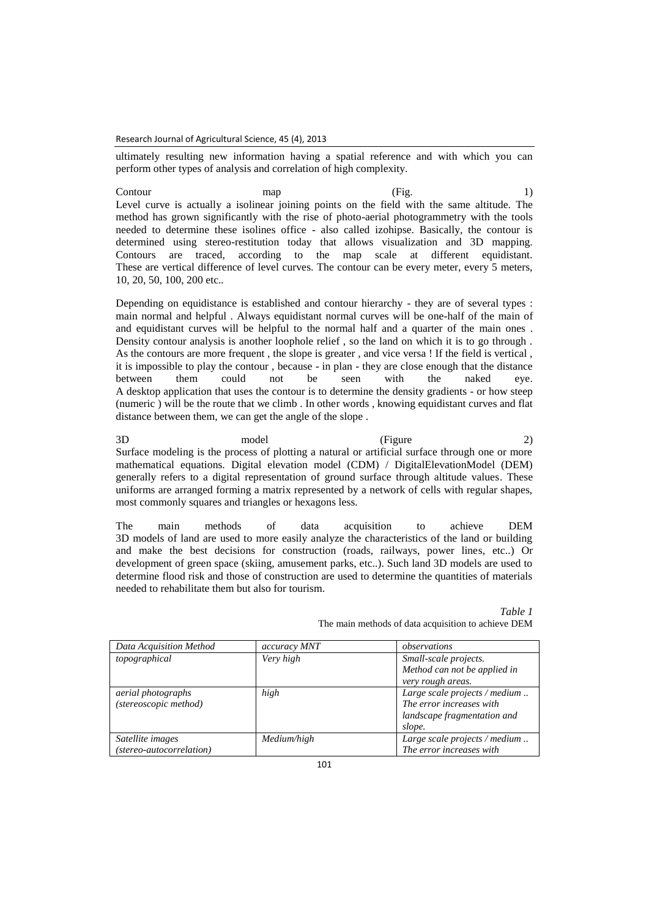ultimately resulting new information having a spatial reference and with which you can perform other types of analysis and correlation of high complexity.

Contour map (Fig. 1)
Level curve is actually a isolinear joining points on the field with the same altitude. The method has grown significantly with the rise of photo-aerial photogrammetry with the tools needed to determine these isolines office - also called izohipse. Basically, the contour is determined using stereo-restitution today that allows visualization and 3D mapping. Contours are traced, according to the map scale at different equidistant. These are vertical difference of level curves. The contour can be every meter, every 5 meters, 10, 20, 50, 100, 200 etc..

Depending on equidistance is established and contour hierarchy - they are of several types : main normal and helpful . Always equidistant normal curves will be one-half of the main of and equidistant curves will be helpful to the normal half and a quarter of the main ones . Density contour analysis is another loophole relief , so the land on which it is to go through . As the contours are more frequent , the slope is greater , and vice versa ! If the field is vertical , it is impossible to play the contour , because - in plan - they are close enough that the distance between them could not be seen with the naked eye.
A desktop application that uses the contour is to determine the density gradients - or how steep (numeric ) will be the route that we climb . In other words , knowing equidistant curves and flat distance between them, we can get the angle of the slope .

3D model (Figure 2)
Surface modeling is the process of plotting a natural or artificial surface through one or more mathematical equations. Digital elevation model (CDM) / DigitalElevationModel (DEM) generally refers to a digital representation of ground surface through altitude values. These uniforms are arranged forming a matrix represented by a network of cells with regular shapes, most commonly squares and triangles or hexagons less.

The main methods of data acquisition to achieve DEM
3D models of land are used to more easily analyze the characteristics of the land or building and make the best decisions for construction (roads, railways, power lines, etc..) Or development of green space (skiing, amusement parks, etc..). Such land 3D models are used to determine flood risk and those of construction are used to determine the quantities of materials needed to rehabilitate them but also for tourism.

*Table 1*
The main methods of data acquisition to achieve DEM

| *Data Acquisition Method* | *accuracy MNT* | *observations* |
|---|---|---|
| *topographical* | *Very high* | *Small-scale projects. Method can not be applied in very rough areas.* |
| *aerial photographs (stereoscopic method)* | *high* | *Large scale projects / medium .. The error increases with landscape fragmentation and slope.* |
| *Satellite images (stereo-autocorrelation)* | *Medium/high* | *Large scale projects / medium .. The error increases with* |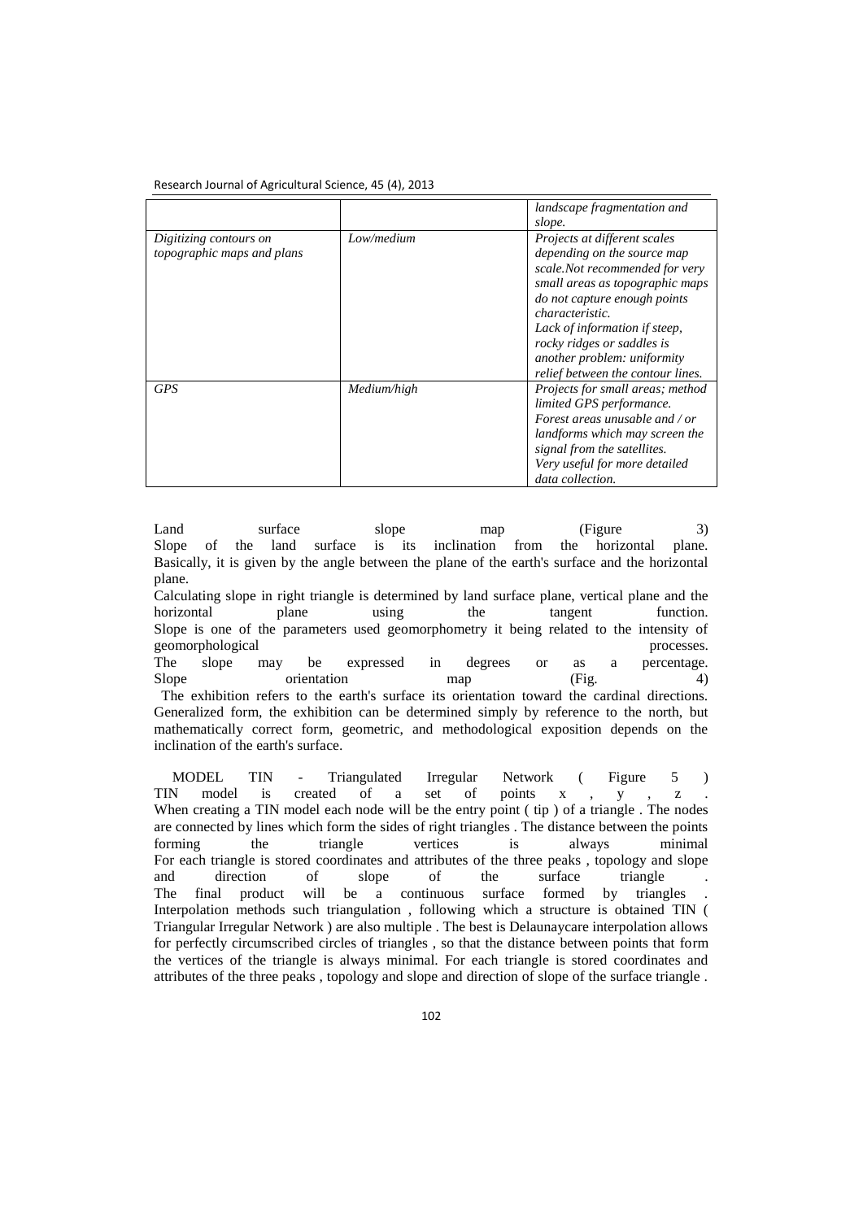| | | *landscape fragmentation and slope.* |
|---|---|---|
| *Digitizing contours on topographic maps and plans* | *Low/medium* | *Projects at different scales depending on the source map scale.Not recommended for very small areas as topographic maps do not capture enough points characteristic. Lack of information if steep, rocky ridges or saddles is another problem: uniformity relief between the contour lines.* |
| *GPS* | *Medium/high* | *Projects for small areas; method limited GPS performance. Forest areas unusable and / or landforms which may screen the signal from the satellites. Very useful for more detailed data collection.* |

Land surface slope map (Figure 3)

Slope of the land surface is its inclination from the horizontal plane. Basically, it is given by the angle between the plane of the earth's surface and the horizontal plane.

Calculating slope in right triangle is determined by land surface plane, vertical plane and the horizontal plane using the tangent function.

Slope is one of the parameters used geomorphometry it being related to the intensity of geomorphological processes.

The slope may be expressed in degrees or as a percentage.

Slope orientation map (Fig. 4)

The exhibition refers to the earth's surface its orientation toward the cardinal directions. Generalized form, the exhibition can be determined simply by reference to the north, but mathematically correct form, geometric, and methodological exposition depends on the inclination of the earth's surface.

MODEL TIN - Triangulated Irregular Network ( Figure 5 )

TIN model is created of a set of points x , y , z .

When creating a TIN model each node will be the entry point ( tip ) of a triangle . The nodes are connected by lines which form the sides of right triangles . The distance between the points forming the triangle vertices is always minimal

For each triangle is stored coordinates and attributes of the three peaks , topology and slope and direction of slope of the surface triangle .

The final product will be a continuous surface formed by triangles .

Interpolation methods such triangulation , following which a structure is obtained TIN ( Triangular Irregular Network ) are also multiple . The best is Delaunaycare interpolation allows for perfectly circumscribed circles of triangles , so that the distance between points that form the vertices of the triangle is always minimal. For each triangle is stored coordinates and attributes of the three peaks , topology and slope and direction of slope of the surface triangle .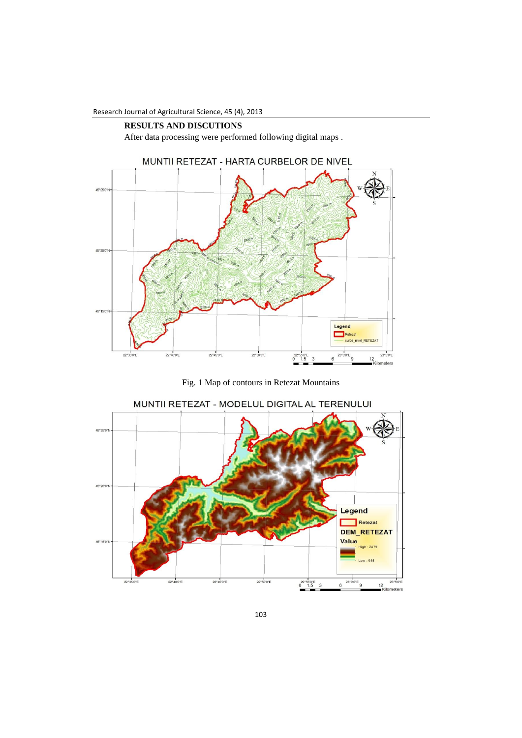## RESULTS AND DISCUTIONS

After data processing were performed following digital maps .

Fig. 1 Map of contours in Retezat Mountains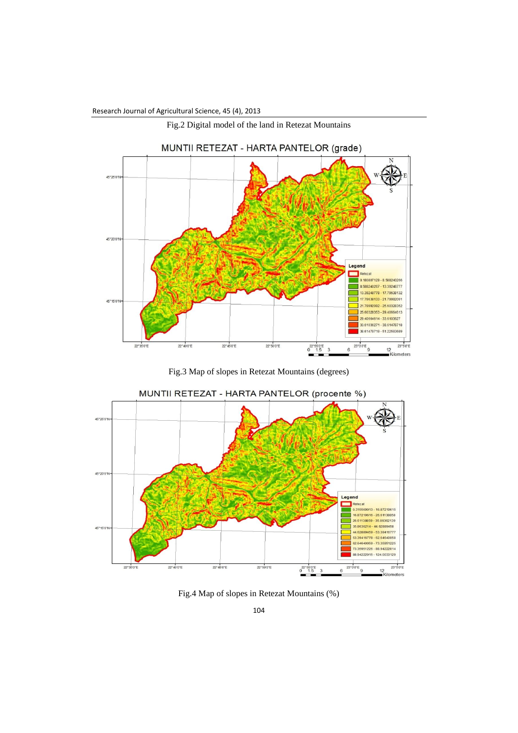Fig.2 Digital model of the land in Retezat Mountains

Fig.3 Map of slopes in Retezat Mountains (degrees)

Fig.4 Map of slopes in Retezat Mountains (%)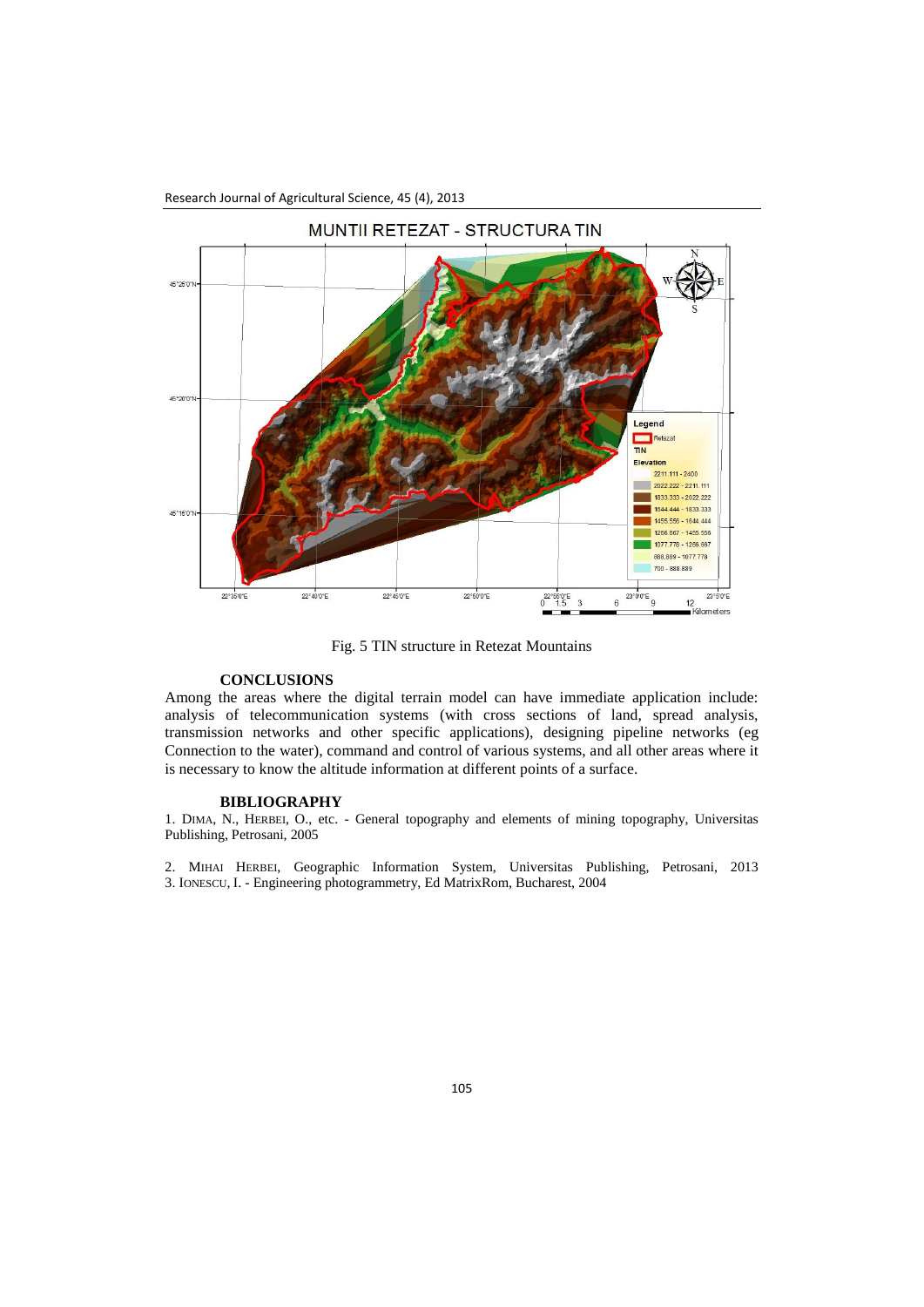MUNTII RETEZAT - STRUCTURA TIN

Legend

Retezat

TIN

Elevation

2211.111 - 2400

2022.222 - 2211.111

1833.333 - 2022.222

1644.444 - 1833.333

1455.556 - 1644.444

1266.667 - 1455.556

1077.778 - 1266.667

888.889 - 1077.778

700 - 888.889

0 1.5 3 6 9 12 Kilometers

Fig. 5 TIN structure in Retezat Mountains

## CONCLUSIONS

Among the areas where the digital terrain model can have immediate application include: analysis of telecommunication systems (with cross sections of land, spread analysis, transmission networks and other specific applications), designing pipeline networks (eg Connection to the water), command and control of various systems, and all other areas where it is necessary to know the altitude information at different points of a surface.

## BIBLIOGRAPHY

1. DIMA, N., HERBEI, O., etc. - General topography and elements of mining topography, Universitas Publishing, Petrosani, 2005

2. MIHAI HERBEI, Geographic Information System, Universitas Publishing, Petrosani, 2013
3. IONESCU, I. - Engineering photogrammetry, Ed MatrixRom, Bucharest, 2004